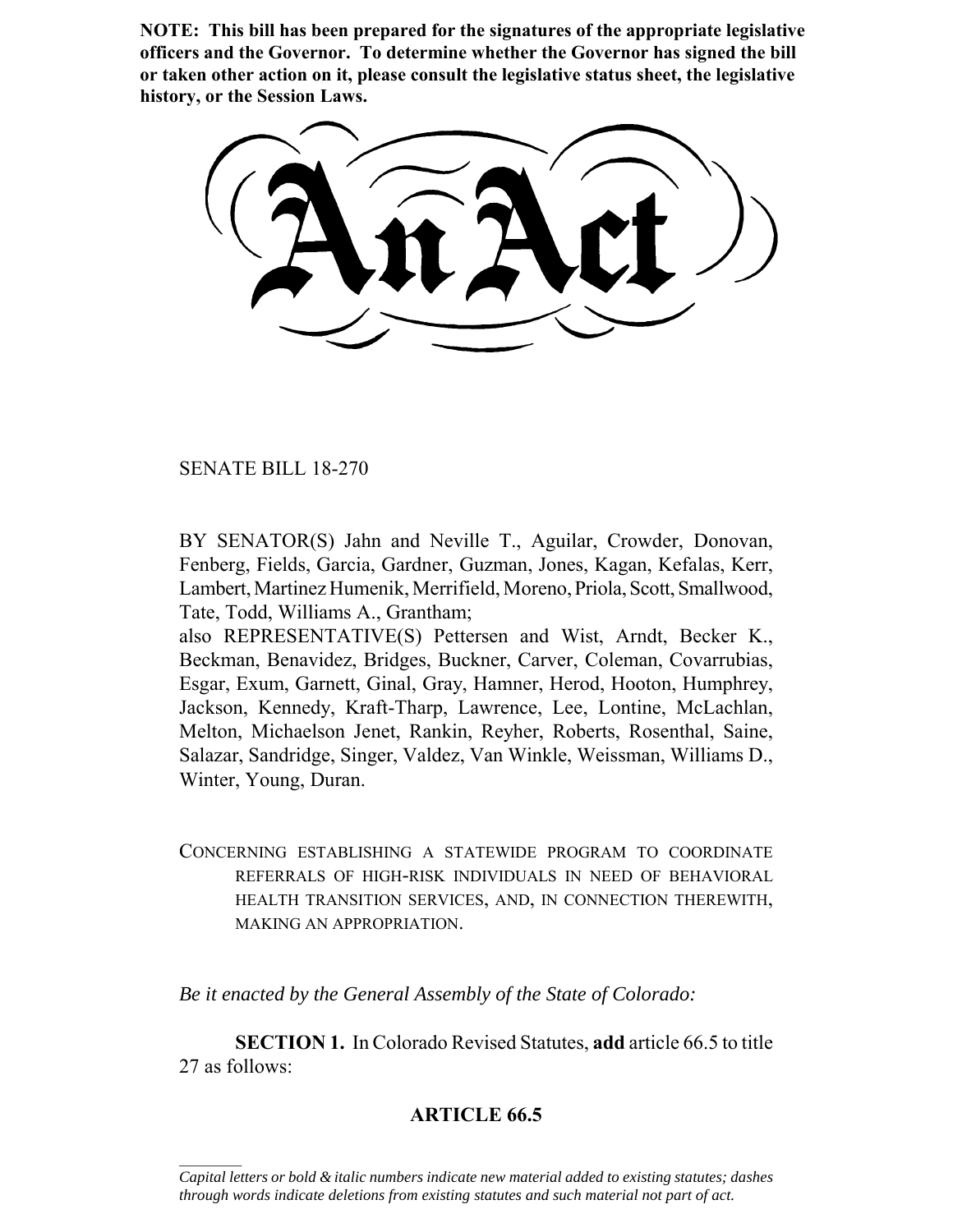**NOTE: This bill has been prepared for the signatures of the appropriate legislative officers and the Governor. To determine whether the Governor has signed the bill or taken other action on it, please consult the legislative status sheet, the legislative history, or the Session Laws.**

# An Act

SENATE BILL 18-270

BY SENATOR(S) Jahn and Neville T., Aguilar, Crowder, Donovan, Fenberg, Fields, Garcia, Gardner, Guzman, Jones, Kagan, Kefalas, Kerr, Lambert, Martinez Humenik, Merrifield, Moreno, Priola, Scott, Smallwood, Tate, Todd, Williams A., Grantham;
also REPRESENTATIVE(S) Pettersen and Wist, Arndt, Becker K., Beckman, Benavidez, Bridges, Buckner, Carver, Coleman, Covarrubias, Esgar, Exum, Garnett, Ginal, Gray, Hamner, Herod, Hooton, Humphrey, Jackson, Kennedy, Kraft-Tharp, Lawrence, Lee, Lontine, McLachlan, Melton, Michaelson Jenet, Rankin, Reyher, Roberts, Rosenthal, Saine, Salazar, Sandridge, Singer, Valdez, Van Winkle, Weissman, Williams D., Winter, Young, Duran.

CONCERNING ESTABLISHING A STATEWIDE PROGRAM TO COORDINATE REFERRALS OF HIGH-RISK INDIVIDUALS IN NEED OF BEHAVIORAL HEALTH TRANSITION SERVICES, AND, IN CONNECTION THEREWITH, MAKING AN APPROPRIATION.

*Be it enacted by the General Assembly of the State of Colorado:*

**SECTION 1.** In Colorado Revised Statutes, **add** article 66.5 to title 27 as follows:

**ARTICLE 66.5**

*Capital letters or bold & italic numbers indicate new material added to existing statutes; dashes through words indicate deletions from existing statutes and such material not part of act.*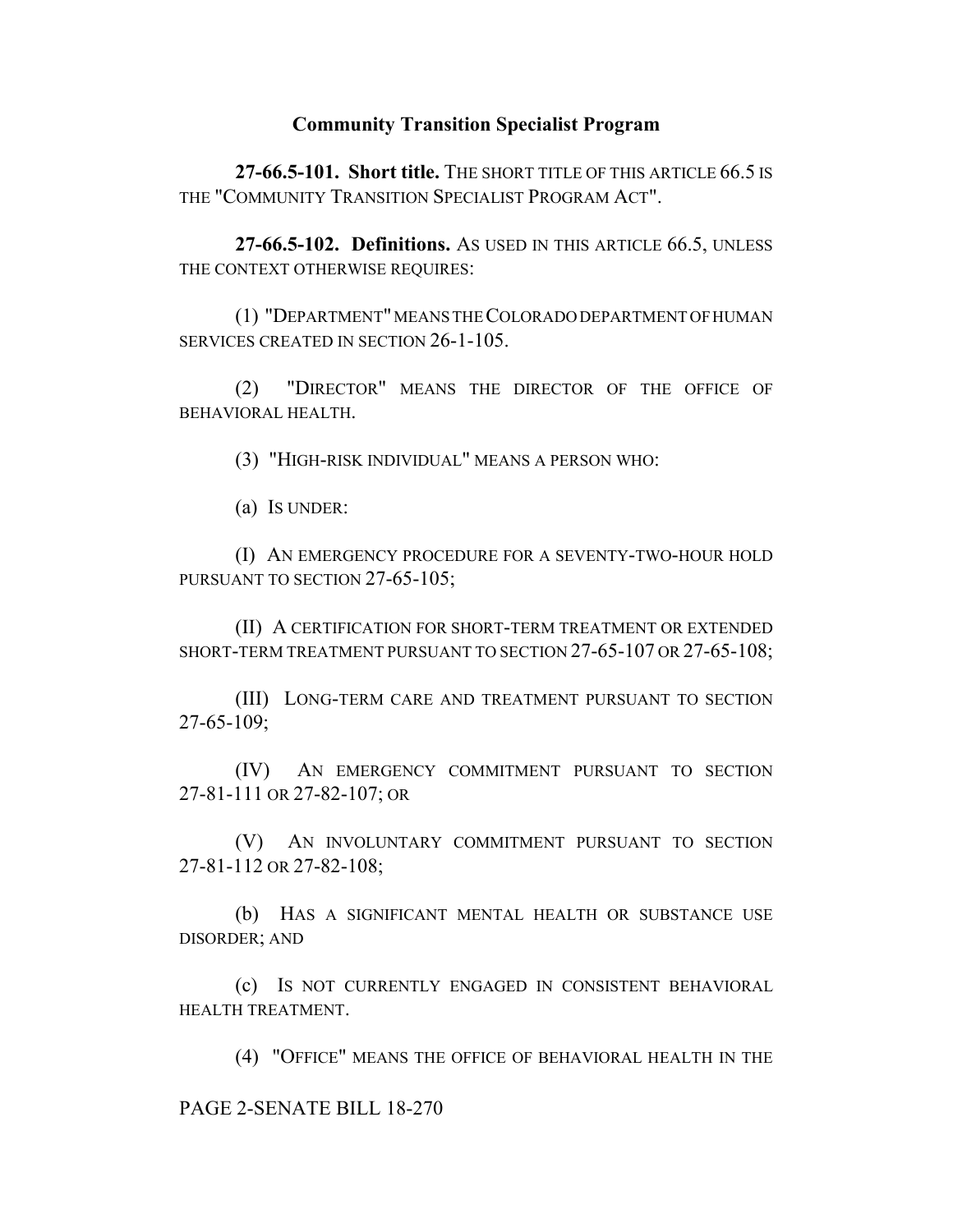## Community Transition Specialist Program

**27-66.5-101. Short title.** THE SHORT TITLE OF THIS ARTICLE 66.5 IS THE "COMMUNITY TRANSITION SPECIALIST PROGRAM ACT".

**27-66.5-102. Definitions.** AS USED IN THIS ARTICLE 66.5, UNLESS THE CONTEXT OTHERWISE REQUIRES:

(1) "DEPARTMENT" MEANS THE COLORADO DEPARTMENT OF HUMAN SERVICES CREATED IN SECTION 26-1-105.

(2) "DIRECTOR" MEANS THE DIRECTOR OF THE OFFICE OF BEHAVIORAL HEALTH.

(3) "HIGH-RISK INDIVIDUAL" MEANS A PERSON WHO:

(a) IS UNDER:

(I) AN EMERGENCY PROCEDURE FOR A SEVENTY-TWO-HOUR HOLD PURSUANT TO SECTION 27-65-105;

(II) A CERTIFICATION FOR SHORT-TERM TREATMENT OR EXTENDED SHORT-TERM TREATMENT PURSUANT TO SECTION 27-65-107 OR 27-65-108;

(III) LONG-TERM CARE AND TREATMENT PURSUANT TO SECTION 27-65-109;

(IV) AN EMERGENCY COMMITMENT PURSUANT TO SECTION 27-81-111 OR 27-82-107; OR

(V) AN INVOLUNTARY COMMITMENT PURSUANT TO SECTION 27-81-112 OR 27-82-108;

(b) HAS A SIGNIFICANT MENTAL HEALTH OR SUBSTANCE USE DISORDER; AND

(c) IS NOT CURRENTLY ENGAGED IN CONSISTENT BEHAVIORAL HEALTH TREATMENT.

(4) "OFFICE" MEANS THE OFFICE OF BEHAVIORAL HEALTH IN THE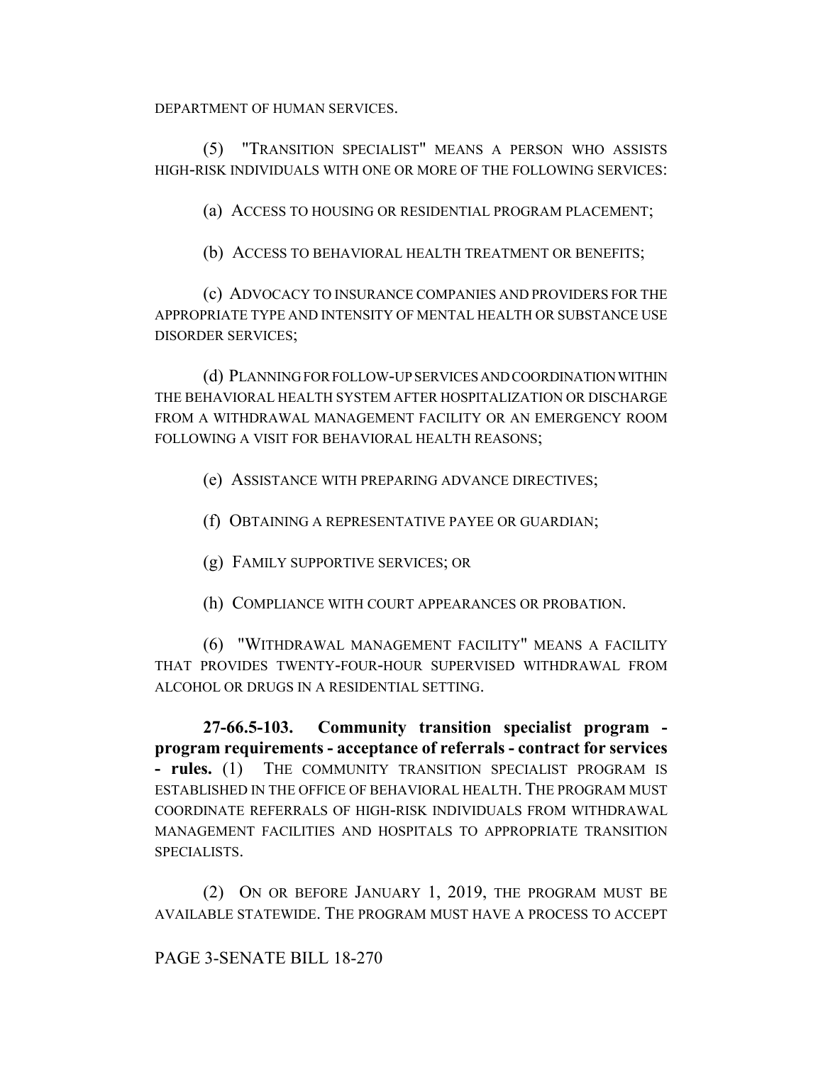DEPARTMENT OF HUMAN SERVICES.

(5) "TRANSITION SPECIALIST" MEANS A PERSON WHO ASSISTS HIGH-RISK INDIVIDUALS WITH ONE OR MORE OF THE FOLLOWING SERVICES:

(a) ACCESS TO HOUSING OR RESIDENTIAL PROGRAM PLACEMENT;

(b) ACCESS TO BEHAVIORAL HEALTH TREATMENT OR BENEFITS;

(c) ADVOCACY TO INSURANCE COMPANIES AND PROVIDERS FOR THE APPROPRIATE TYPE AND INTENSITY OF MENTAL HEALTH OR SUBSTANCE USE DISORDER SERVICES;

(d) PLANNING FOR FOLLOW-UP SERVICES AND COORDINATION WITHIN THE BEHAVIORAL HEALTH SYSTEM AFTER HOSPITALIZATION OR DISCHARGE FROM A WITHDRAWAL MANAGEMENT FACILITY OR AN EMERGENCY ROOM FOLLOWING A VISIT FOR BEHAVIORAL HEALTH REASONS;

(e) ASSISTANCE WITH PREPARING ADVANCE DIRECTIVES;

(f) OBTAINING A REPRESENTATIVE PAYEE OR GUARDIAN;

(g) FAMILY SUPPORTIVE SERVICES; OR

(h) COMPLIANCE WITH COURT APPEARANCES OR PROBATION.

(6) "WITHDRAWAL MANAGEMENT FACILITY" MEANS A FACILITY THAT PROVIDES TWENTY-FOUR-HOUR SUPERVISED WITHDRAWAL FROM ALCOHOL OR DRUGS IN A RESIDENTIAL SETTING.

**27-66.5-103. Community transition specialist program - program requirements - acceptance of referrals - contract for services - rules.** (1) THE COMMUNITY TRANSITION SPECIALIST PROGRAM IS ESTABLISHED IN THE OFFICE OF BEHAVIORAL HEALTH. THE PROGRAM MUST COORDINATE REFERRALS OF HIGH-RISK INDIVIDUALS FROM WITHDRAWAL MANAGEMENT FACILITIES AND HOSPITALS TO APPROPRIATE TRANSITION SPECIALISTS.

(2) ON OR BEFORE JANUARY 1, 2019, THE PROGRAM MUST BE AVAILABLE STATEWIDE. THE PROGRAM MUST HAVE A PROCESS TO ACCEPT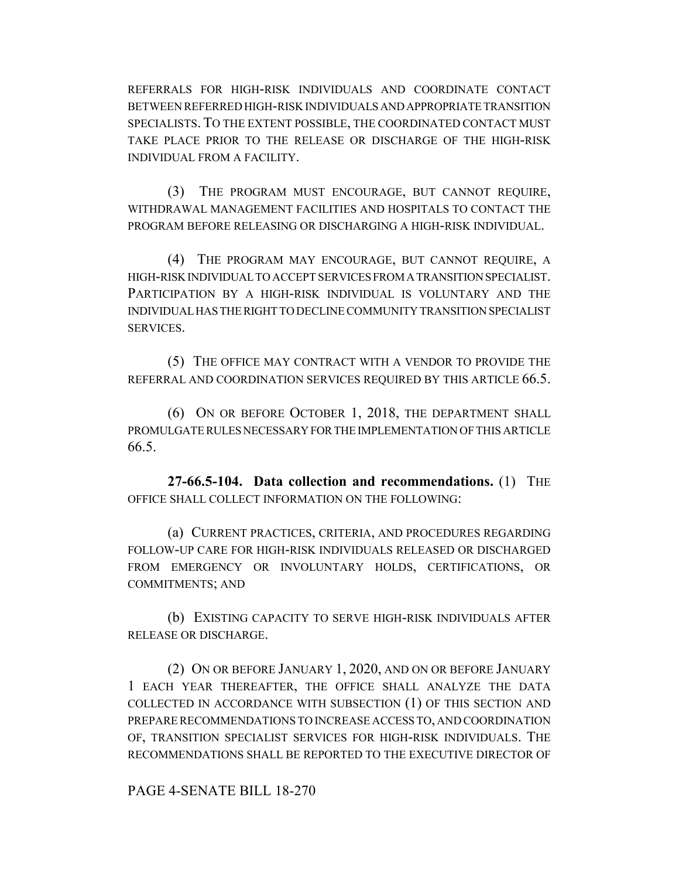REFERRALS FOR HIGH-RISK INDIVIDUALS AND COORDINATE CONTACT BETWEEN REFERRED HIGH-RISK INDIVIDUALS AND APPROPRIATE TRANSITION SPECIALISTS. TO THE EXTENT POSSIBLE, THE COORDINATED CONTACT MUST TAKE PLACE PRIOR TO THE RELEASE OR DISCHARGE OF THE HIGH-RISK INDIVIDUAL FROM A FACILITY.

(3) THE PROGRAM MUST ENCOURAGE, BUT CANNOT REQUIRE, WITHDRAWAL MANAGEMENT FACILITIES AND HOSPITALS TO CONTACT THE PROGRAM BEFORE RELEASING OR DISCHARGING A HIGH-RISK INDIVIDUAL.

(4) THE PROGRAM MAY ENCOURAGE, BUT CANNOT REQUIRE, A HIGH-RISK INDIVIDUAL TO ACCEPT SERVICES FROM A TRANSITION SPECIALIST. PARTICIPATION BY A HIGH-RISK INDIVIDUAL IS VOLUNTARY AND THE INDIVIDUAL HAS THE RIGHT TO DECLINE COMMUNITY TRANSITION SPECIALIST SERVICES.

(5) THE OFFICE MAY CONTRACT WITH A VENDOR TO PROVIDE THE REFERRAL AND COORDINATION SERVICES REQUIRED BY THIS ARTICLE 66.5.

(6) ON OR BEFORE OCTOBER 1, 2018, THE DEPARTMENT SHALL PROMULGATE RULES NECESSARY FOR THE IMPLEMENTATION OF THIS ARTICLE 66.5.

**27-66.5-104. Data collection and recommendations.** (1) THE OFFICE SHALL COLLECT INFORMATION ON THE FOLLOWING:

(a) CURRENT PRACTICES, CRITERIA, AND PROCEDURES REGARDING FOLLOW-UP CARE FOR HIGH-RISK INDIVIDUALS RELEASED OR DISCHARGED FROM EMERGENCY OR INVOLUNTARY HOLDS, CERTIFICATIONS, OR COMMITMENTS; AND

(b) EXISTING CAPACITY TO SERVE HIGH-RISK INDIVIDUALS AFTER RELEASE OR DISCHARGE.

(2) ON OR BEFORE JANUARY 1, 2020, AND ON OR BEFORE JANUARY 1 EACH YEAR THEREAFTER, THE OFFICE SHALL ANALYZE THE DATA COLLECTED IN ACCORDANCE WITH SUBSECTION (1) OF THIS SECTION AND PREPARE RECOMMENDATIONS TO INCREASE ACCESS TO, AND COORDINATION OF, TRANSITION SPECIALIST SERVICES FOR HIGH-RISK INDIVIDUALS. THE RECOMMENDATIONS SHALL BE REPORTED TO THE EXECUTIVE DIRECTOR OF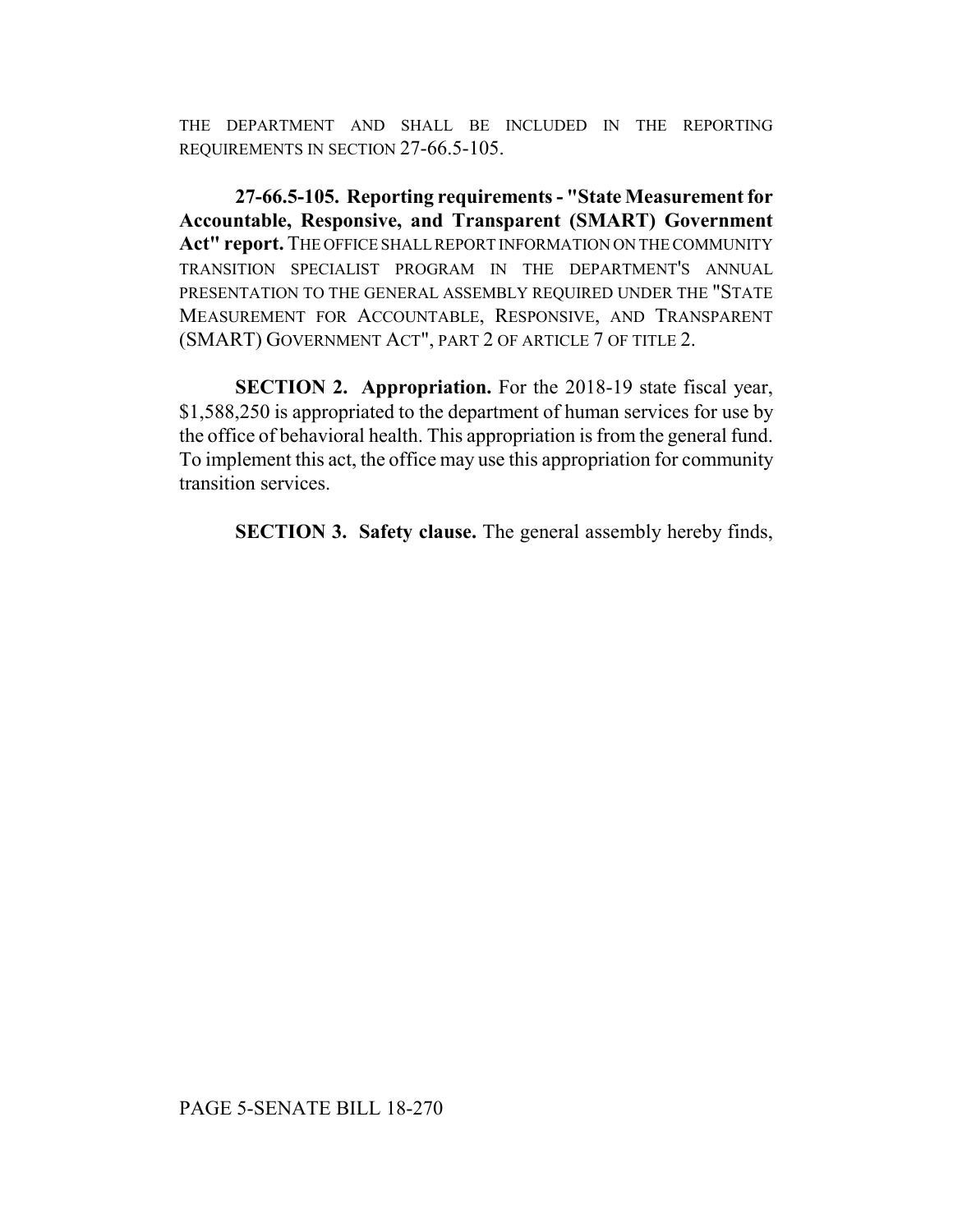THE DEPARTMENT AND SHALL BE INCLUDED IN THE REPORTING REQUIREMENTS IN SECTION 27-66.5-105.

**27-66.5-105. Reporting requirements - "State Measurement for Accountable, Responsive, and Transparent (SMART) Government Act" report.** THE OFFICE SHALL REPORT INFORMATION ON THE COMMUNITY TRANSITION SPECIALIST PROGRAM IN THE DEPARTMENT'S ANNUAL PRESENTATION TO THE GENERAL ASSEMBLY REQUIRED UNDER THE "STATE MEASUREMENT FOR ACCOUNTABLE, RESPONSIVE, AND TRANSPARENT (SMART) GOVERNMENT ACT", PART 2 OF ARTICLE 7 OF TITLE 2.

**SECTION 2. Appropriation.** For the 2018-19 state fiscal year, $1,588,250 is appropriated to the department of human services for use by the office of behavioral health. This appropriation is from the general fund. To implement this act, the office may use this appropriation for community transition services.

**SECTION 3. Safety clause.** The general assembly hereby finds,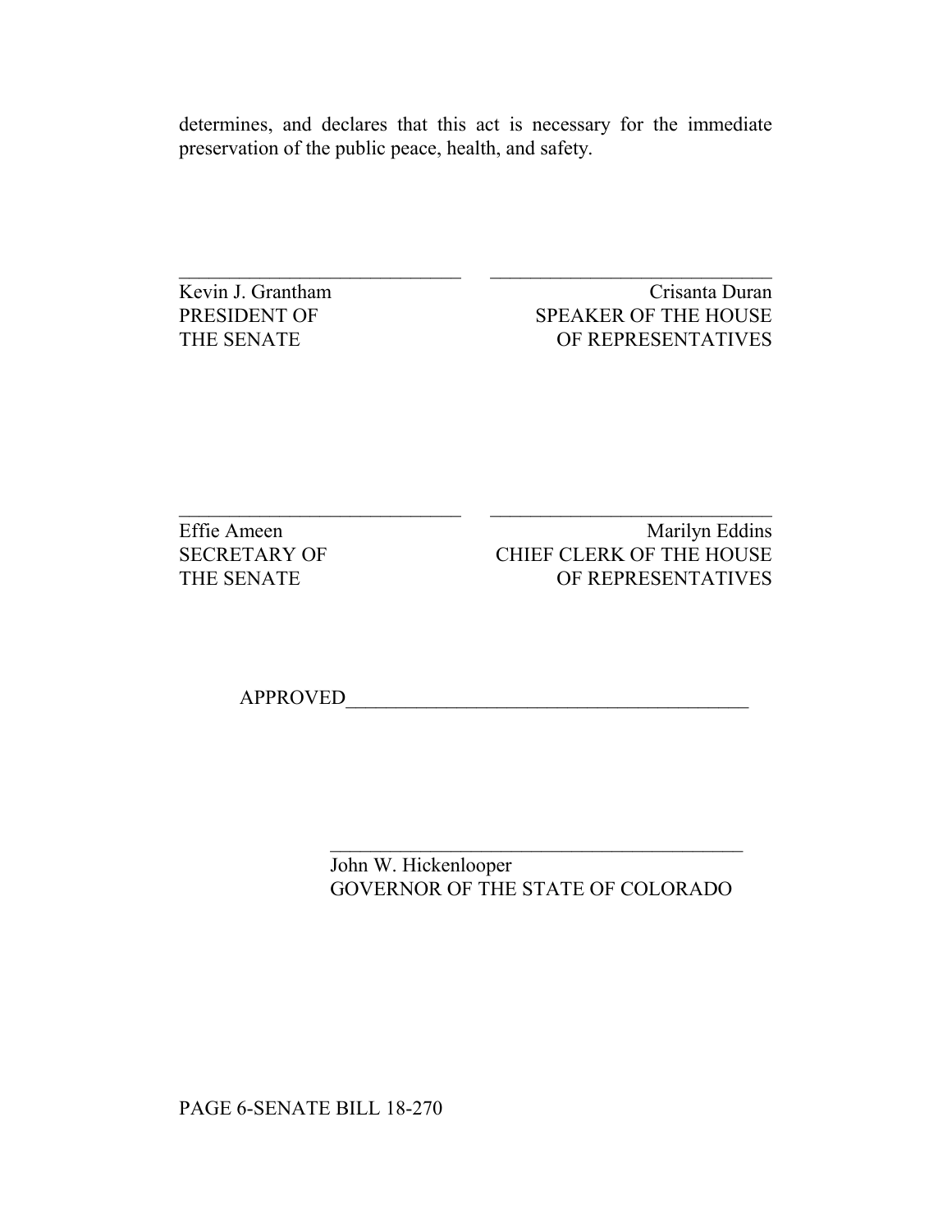determines, and declares that this act is necessary for the immediate preservation of the public peace, health, and safety.

____________________________

Kevin J. Grantham
PRESIDENT OF
THE SENATE

____________________________

Crisanta Duran
SPEAKER OF THE HOUSE
OF REPRESENTATIVES

____________________________

Effie Ameen
SECRETARY OF
THE SENATE

____________________________

Marilyn Eddins
CHIEF CLERK OF THE HOUSE
OF REPRESENTATIVES

APPROVED________________________________________

_________________________________________

John W. Hickenlooper
GOVERNOR OF THE STATE OF COLORADO

PAGE 6-SENATE BILL 18-270